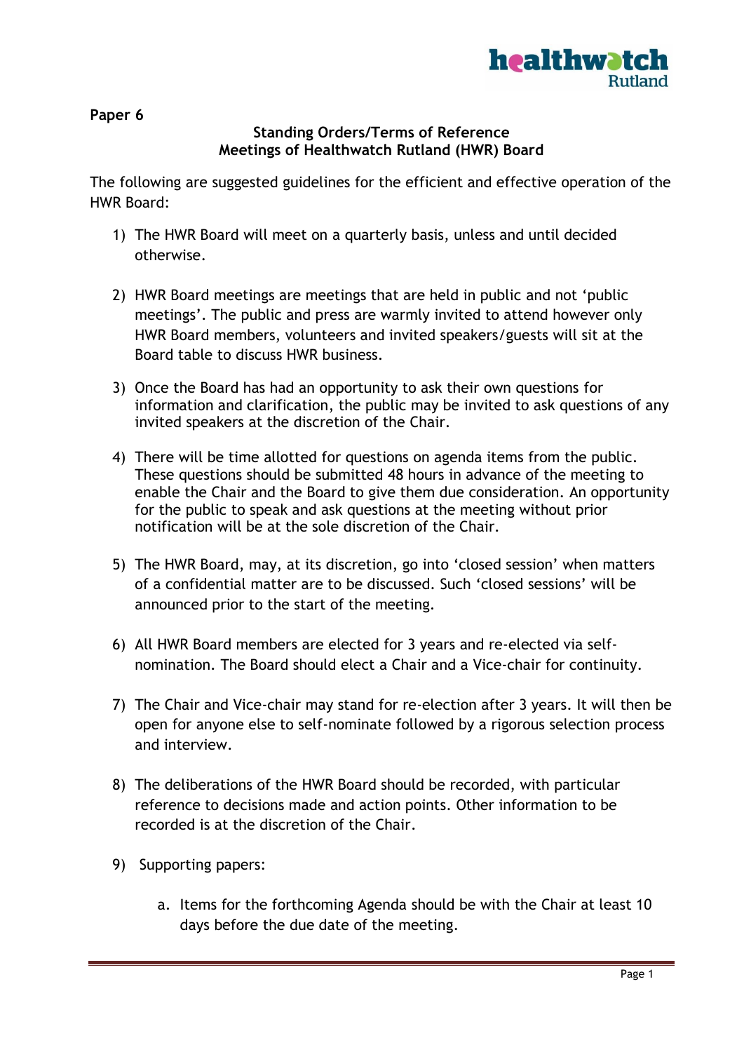**Paper 6**

**Standing Orders/Terms of Reference**
**Meetings of Healthwatch Rutland (HWR) Board**

The following are suggested guidelines for the efficient and effective operation of the HWR Board:

1) The HWR Board will meet on a quarterly basis, unless and until decided otherwise.

2) HWR Board meetings are meetings that are held in public and not 'public meetings'. The public and press are warmly invited to attend however only HWR Board members, volunteers and invited speakers/guests will sit at the Board table to discuss HWR business.

3) Once the Board has had an opportunity to ask their own questions for information and clarification, the public may be invited to ask questions of any invited speakers at the discretion of the Chair.

4) There will be time allotted for questions on agenda items from the public. These questions should be submitted 48 hours in advance of the meeting to enable the Chair and the Board to give them due consideration. An opportunity for the public to speak and ask questions at the meeting without prior notification will be at the sole discretion of the Chair.

5) The HWR Board, may, at its discretion, go into 'closed session' when matters of a confidential matter are to be discussed. Such 'closed sessions' will be announced prior to the start of the meeting.

6) All HWR Board members are elected for 3 years and re-elected via self-nomination. The Board should elect a Chair and a Vice-chair for continuity.

7) The Chair and Vice-chair may stand for re-election after 3 years. It will then be open for anyone else to self-nominate followed by a rigorous selection process and interview.

8) The deliberations of the HWR Board should be recorded, with particular reference to decisions made and action points. Other information to be recorded is at the discretion of the Chair.

9) Supporting papers:

    a. Items for the forthcoming Agenda should be with the Chair at least 10 days before the due date of the meeting.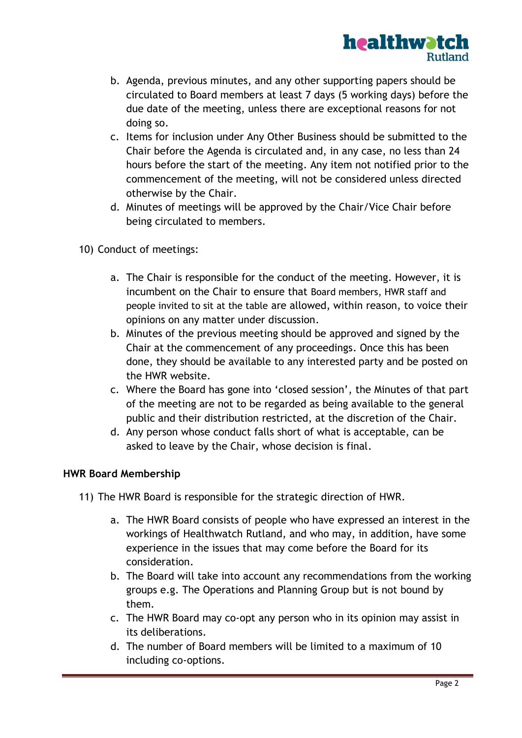b. Agenda, previous minutes, and any other supporting papers should be circulated to Board members at least 7 days (5 working days) before the due date of the meeting, unless there are exceptional reasons for not doing so.
c. Items for inclusion under Any Other Business should be submitted to the Chair before the Agenda is circulated and, in any case, no less than 24 hours before the start of the meeting. Any item not notified prior to the commencement of the meeting, will not be considered unless directed otherwise by the Chair.
d. Minutes of meetings will be approved by the Chair/Vice Chair before being circulated to members.

10) Conduct of meetings:

a. The Chair is responsible for the conduct of the meeting. However, it is incumbent on the Chair to ensure that Board members, HWR staff and people invited to sit at the table are allowed, within reason, to voice their opinions on any matter under discussion.
b. Minutes of the previous meeting should be approved and signed by the Chair at the commencement of any proceedings. Once this has been done, they should be available to any interested party and be posted on the HWR website.
c. Where the Board has gone into 'closed session', the Minutes of that part of the meeting are not to be regarded as being available to the general public and their distribution restricted, at the discretion of the Chair.
d. Any person whose conduct falls short of what is acceptable, can be asked to leave by the Chair, whose decision is final.

**HWR Board Membership**

11) The HWR Board is responsible for the strategic direction of HWR.

a. The HWR Board consists of people who have expressed an interest in the workings of Healthwatch Rutland, and who may, in addition, have some experience in the issues that may come before the Board for its consideration.
b. The Board will take into account any recommendations from the working groups e.g. The Operations and Planning Group but is not bound by them.
c. The HWR Board may co-opt any person who in its opinion may assist in its deliberations.
d. The number of Board members will be limited to a maximum of 10 including co-options.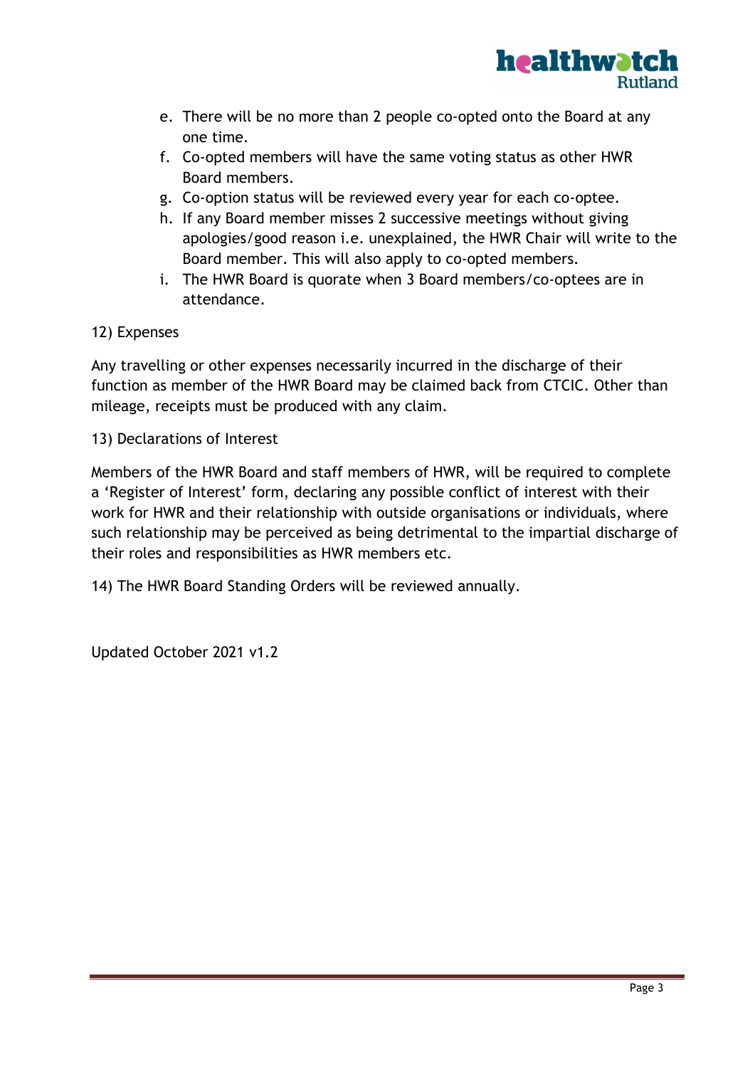e. There will be no more than 2 people co-opted onto the Board at any one time.
f. Co-opted members will have the same voting status as other HWR Board members.
g. Co-option status will be reviewed every year for each co-optee.
h. If any Board member misses 2 successive meetings without giving apologies/good reason i.e. unexplained, the HWR Chair will write to the Board member. This will also apply to co-opted members.
i. The HWR Board is quorate when 3 Board members/co-optees are in attendance.

12) Expenses

Any travelling or other expenses necessarily incurred in the discharge of their function as member of the HWR Board may be claimed back from CTCIC. Other than mileage, receipts must be produced with any claim.

13) Declarations of Interest

Members of the HWR Board and staff members of HWR, will be required to complete a 'Register of Interest' form, declaring any possible conflict of interest with their work for HWR and their relationship with outside organisations or individuals, where such relationship may be perceived as being detrimental to the impartial discharge of their roles and responsibilities as HWR members etc.

14) The HWR Board Standing Orders will be reviewed annually.

Updated October 2021 v1.2